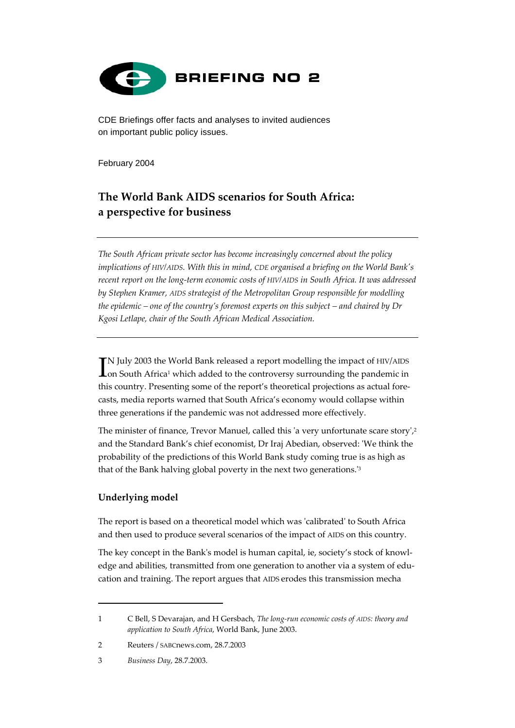# BRIEFING NO 2

CDE Briefings offer facts and analyses to invited audiences on important public policy issues.

February 2004

## The World Bank AIDS scenarios for South Africa: a perspective for business

*The South African private sector has become increasingly concerned about the policy implications of HIV/AIDS. With this in mind, CDE organised a briefing on the World Bank's recent report on the long-term economic costs of HIV/AIDS in South Africa. It was addressed by Stephen Kramer, AIDS strategist of the Metropolitan Group responsible for modelling the epidemic – one of the country's foremost experts on this subject – and chaired by Dr Kgosi Letlape, chair of the South African Medical Association.*

---

IN July 2003 the World Bank released a report modelling the impact of HIV/AIDS on South Africa[1] which added to the controversy surrounding the pandemic in this country. Presenting some of the report's theoretical projections as actual forecasts, media reports warned that South Africa's economy would collapse within three generations if the pandemic was not addressed more effectively.

The minister of finance, Trevor Manuel, called this 'a very unfortunate scare story',[2] and the Standard Bank's chief economist, Dr Iraj Abedian, observed: 'We think the probability of the predictions of this World Bank study coming true is as high as that of the Bank halving global poverty in the next two generations.'[3]

### Underlying model

The report is based on a theoretical model which was 'calibrated' to South Africa and then used to produce several scenarios of the impact of AIDS on this country.

The key concept in the Bank's model is human capital, ie, society's stock of knowledge and abilities, transmitted from one generation to another via a system of education and training. The report argues that AIDS erodes this transmission mecha

---

1 C Bell, S Devarajan, and H Gersbach, *The long-run economic costs of AIDS: theory and application to South Africa*, World Bank, June 2003.

2 Reuters / SABCnews.com, 28.7.2003

3 *Business Day*, 28.7.2003.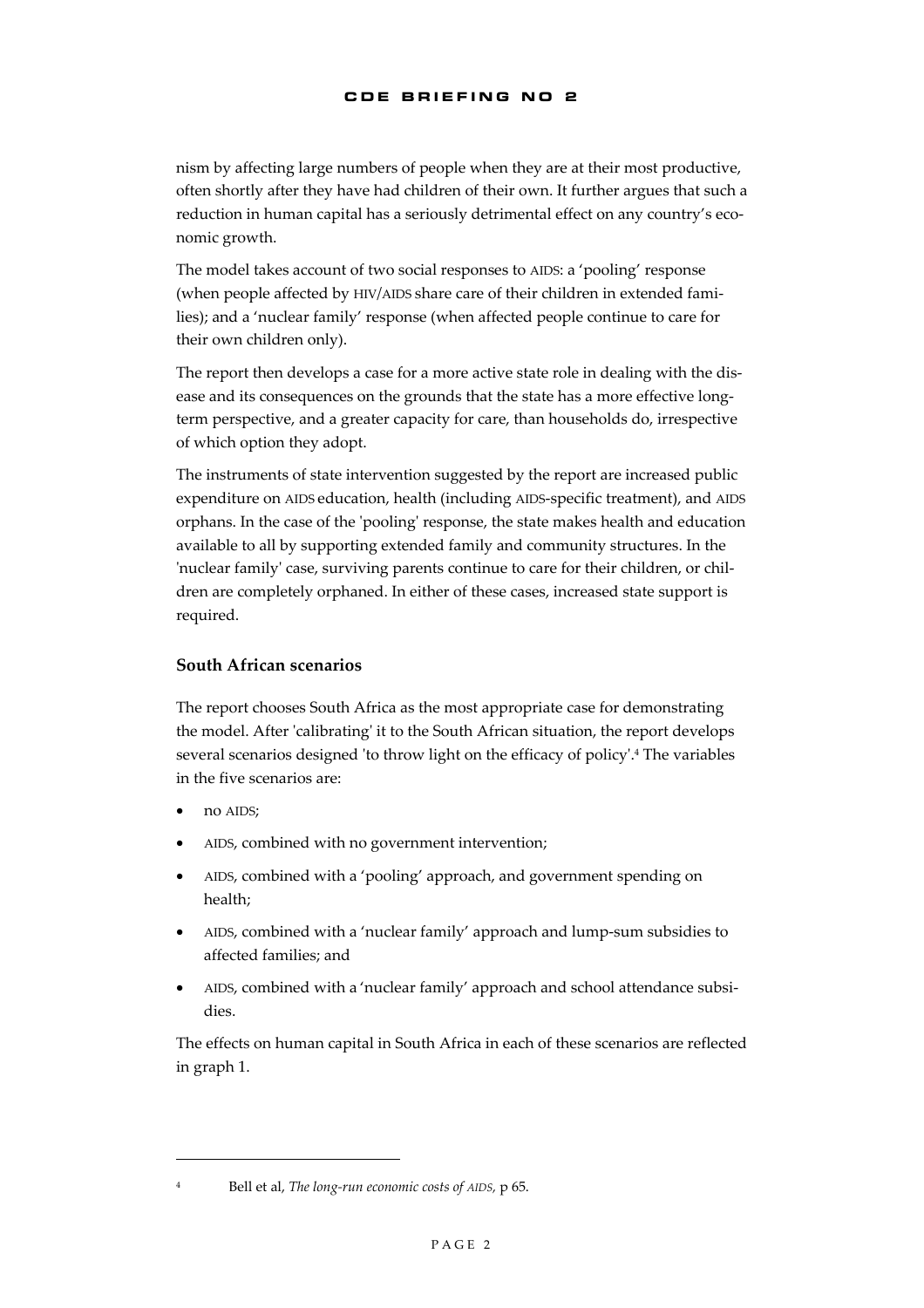nism by affecting large numbers of people when they are at their most productive, often shortly after they have had children of their own. It further argues that such a reduction in human capital has a seriously detrimental effect on any country's economic growth.

The model takes account of two social responses to AIDS: a 'pooling' response (when people affected by HIV/AIDS share care of their children in extended families); and a 'nuclear family' response (when affected people continue to care for their own children only).

The report then develops a case for a more active state role in dealing with the disease and its consequences on the grounds that the state has a more effective long-term perspective, and a greater capacity for care, than households do, irrespective of which option they adopt.

The instruments of state intervention suggested by the report are increased public expenditure on AIDS education, health (including AIDS-specific treatment), and AIDS orphans. In the case of the 'pooling' response, the state makes health and education available to all by supporting extended family and community structures. In the 'nuclear family' case, surviving parents continue to care for their children, or children are completely orphaned. In either of these cases, increased state support is required.

### South African scenarios

The report chooses South Africa as the most appropriate case for demonstrating the model. After 'calibrating' it to the South African situation, the report develops several scenarios designed 'to throw light on the efficacy of policy'.[4] The variables in the five scenarios are:

- no AIDS;
- AIDS, combined with no government intervention;
- AIDS, combined with a 'pooling' approach, and government spending on health;
- AIDS, combined with a 'nuclear family' approach and lump-sum subsidies to affected families; and
- AIDS, combined with a 'nuclear family' approach and school attendance subsidies.

The effects on human capital in South Africa in each of these scenarios are reflected in graph 1.

---

[4] Bell et al, *The long-run economic costs of AIDS*, p 65.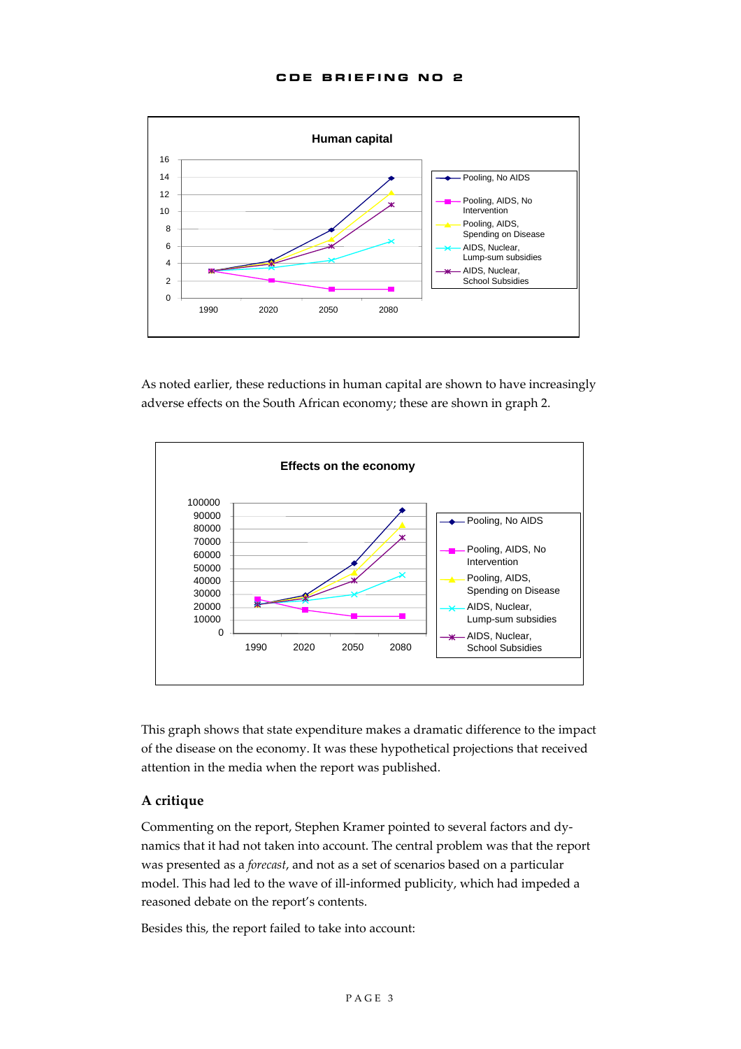**Human capital**

**Effects on the economy**

As noted earlier, these reductions in human capital are shown to have increasingly adverse effects on the South African economy; these are shown in graph 2.

This graph shows that state expenditure makes a dramatic difference to the impact of the disease on the economy. It was these hypothetical projections that received attention in the media when the report was published.

### A critique

Commenting on the report, Stephen Kramer pointed to several factors and dynamics that it had not taken into account. The central problem was that the report was presented as a *forecast*, and not as a set of scenarios based on a particular model. This had led to the wave of ill-informed publicity, which had impeded a reasoned debate on the report's contents.

Besides this, the report failed to take into account: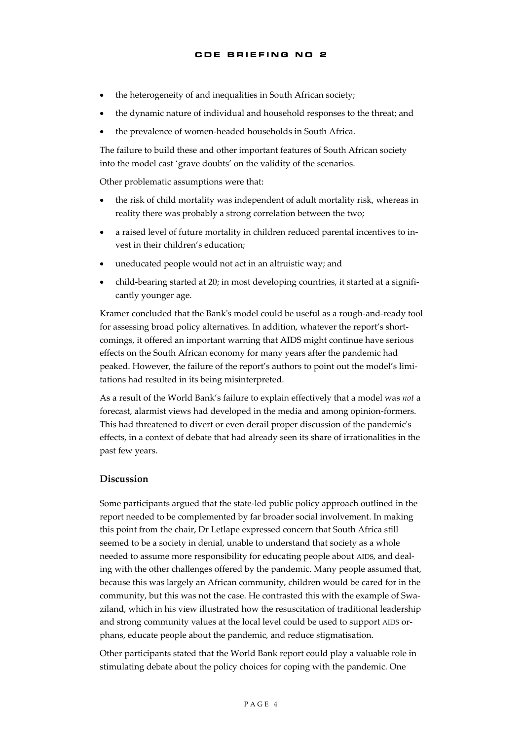- the heterogeneity of and inequalities in South African society;
- the dynamic nature of individual and household responses to the threat; and
- the prevalence of women-headed households in South Africa.

The failure to build these and other important features of South African society into the model cast 'grave doubts' on the validity of the scenarios.

Other problematic assumptions were that:

- the risk of child mortality was independent of adult mortality risk, whereas in reality there was probably a strong correlation between the two;
- a raised level of future mortality in children reduced parental incentives to invest in their children's education;
- uneducated people would not act in an altruistic way; and
- child-bearing started at 20; in most developing countries, it started at a significantly younger age.

Kramer concluded that the Bank's model could be useful as a rough-and-ready tool for assessing broad policy alternatives. In addition, whatever the report's shortcomings, it offered an important warning that AIDS might continue have serious effects on the South African economy for many years after the pandemic had peaked. However, the failure of the report's authors to point out the model's limitations had resulted in its being misinterpreted.

As a result of the World Bank's failure to explain effectively that a model was *not* a forecast, alarmist views had developed in the media and among opinion-formers. This had threatened to divert or even derail proper discussion of the pandemic's effects, in a context of debate that had already seen its share of irrationalities in the past few years.

## Discussion

Some participants argued that the state-led public policy approach outlined in the report needed to be complemented by far broader social involvement. In making this point from the chair, Dr Letlape expressed concern that South Africa still seemed to be a society in denial, unable to understand that society as a whole needed to assume more responsibility for educating people about AIDS, and dealing with the other challenges offered by the pandemic. Many people assumed that, because this was largely an African community, children would be cared for in the community, but this was not the case. He contrasted this with the example of Swaziland, which in his view illustrated how the resuscitation of traditional leadership and strong community values at the local level could be used to support AIDS orphans, educate people about the pandemic, and reduce stigmatisation.

Other participants stated that the World Bank report could play a valuable role in stimulating debate about the policy choices for coping with the pandemic. One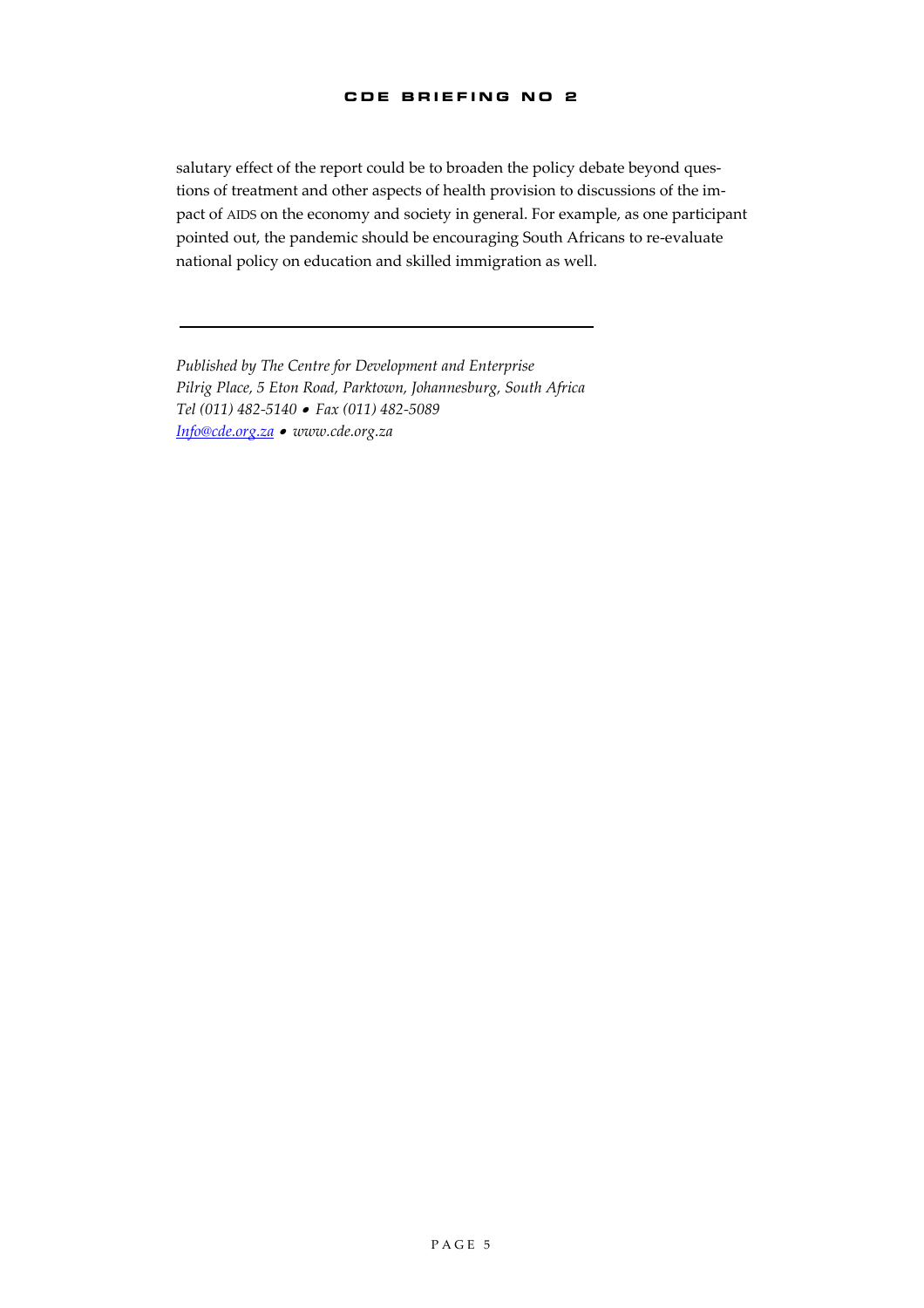salutary effect of the report could be to broaden the policy debate beyond questions of treatment and other aspects of health provision to discussions of the impact of AIDS on the economy and society in general. For example, as one participant pointed out, the pandemic should be encouraging South Africans to re-evaluate national policy on education and skilled immigration as well.

---

*Published by The Centre for Development and Enterprise*
*Pilrig Place, 5 Eton Road, Parktown, Johannesburg, South Africa*
*Tel (011) 482-5140 • Fax (011) 482-5089*
*[Info@cde.org.za](mailto:Info@cde.org.za) • www.cde.org.za*